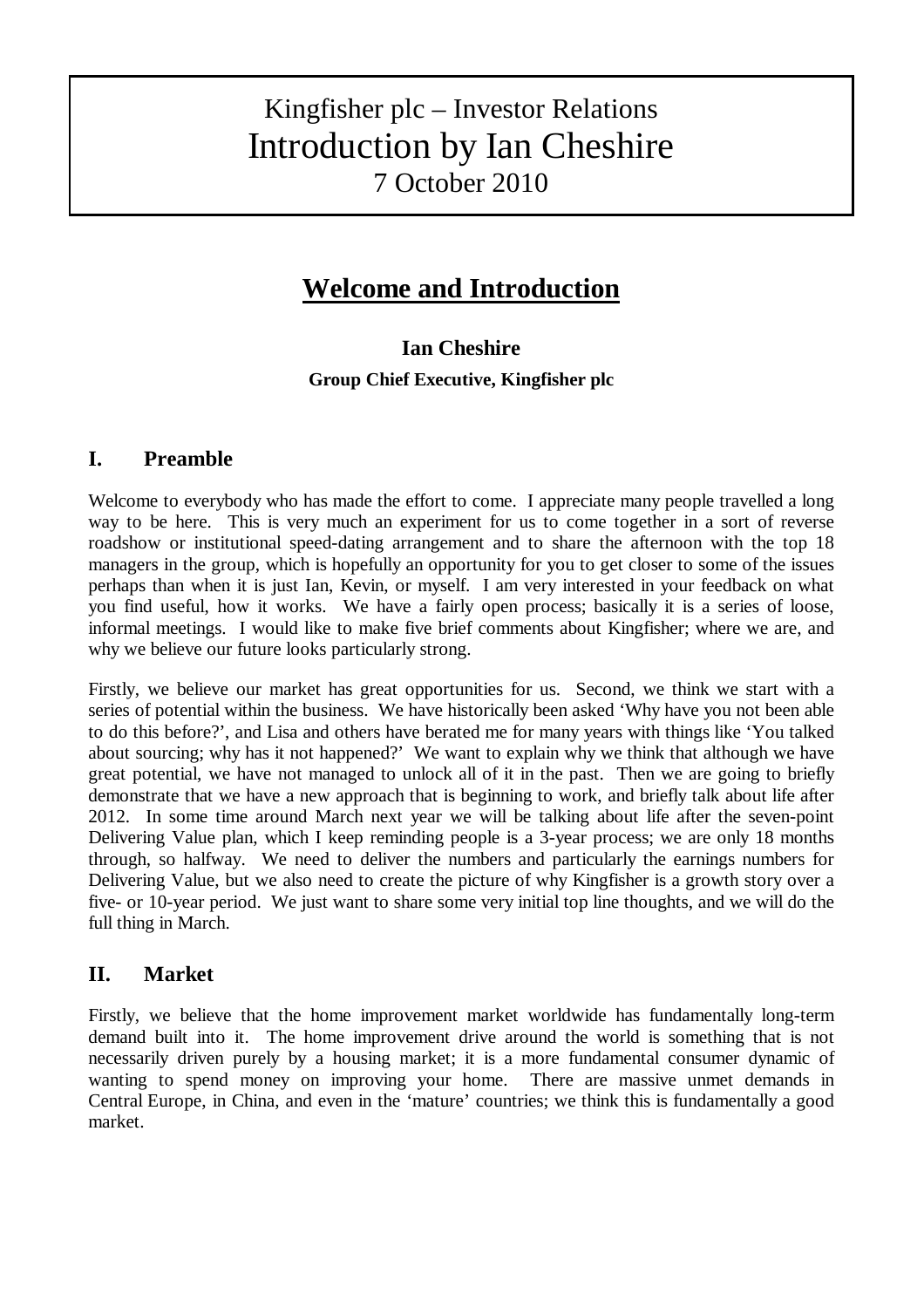# Kingfisher plc – Investor Relations
# Introduction by Ian Cheshire
# 7 October 2010

## Welcome and Introduction

**Ian Cheshire**

**Group Chief Executive, Kingfisher plc**

### I. Preamble

Welcome to everybody who has made the effort to come. I appreciate many people travelled a long way to be here. This is very much an experiment for us to come together in a sort of reverse roadshow or institutional speed-dating arrangement and to share the afternoon with the top 18 managers in the group, which is hopefully an opportunity for you to get closer to some of the issues perhaps than when it is just Ian, Kevin, or myself. I am very interested in your feedback on what you find useful, how it works. We have a fairly open process; basically it is a series of loose, informal meetings. I would like to make five brief comments about Kingfisher; where we are, and why we believe our future looks particularly strong.

Firstly, we believe our market has great opportunities for us. Second, we think we start with a series of potential within the business. We have historically been asked 'Why have you not been able to do this before?', and Lisa and others have berated me for many years with things like 'You talked about sourcing; why has it not happened?' We want to explain why we think that although we have great potential, we have not managed to unlock all of it in the past. Then we are going to briefly demonstrate that we have a new approach that is beginning to work, and briefly talk about life after 2012. In some time around March next year we will be talking about life after the seven-point Delivering Value plan, which I keep reminding people is a 3-year process; we are only 18 months through, so halfway. We need to deliver the numbers and particularly the earnings numbers for Delivering Value, but we also need to create the picture of why Kingfisher is a growth story over a five- or 10-year period. We just want to share some very initial top line thoughts, and we will do the full thing in March.

### II. Market

Firstly, we believe that the home improvement market worldwide has fundamentally long-term demand built into it. The home improvement drive around the world is something that is not necessarily driven purely by a housing market; it is a more fundamental consumer dynamic of wanting to spend money on improving your home. There are massive unmet demands in Central Europe, in China, and even in the 'mature' countries; we think this is fundamentally a good market.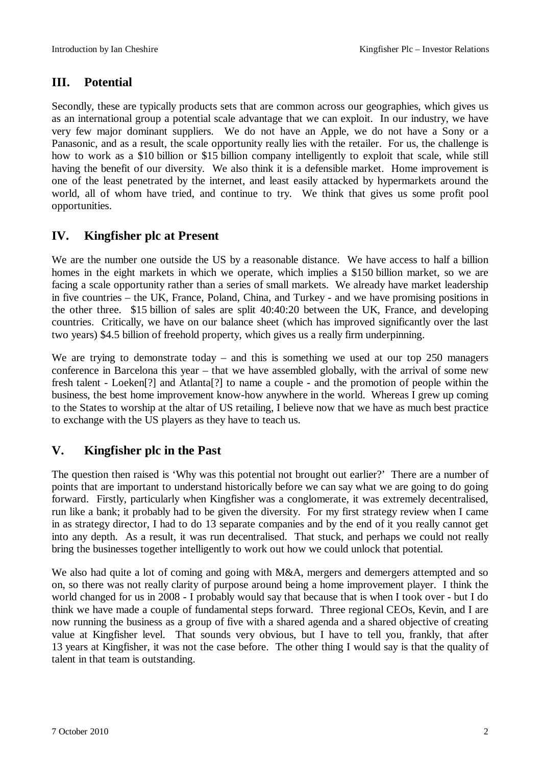## III. Potential

Secondly, these are typically products sets that are common across our geographies, which gives us as an international group a potential scale advantage that we can exploit. In our industry, we have very few major dominant suppliers. We do not have an Apple, we do not have a Sony or a Panasonic, and as a result, the scale opportunity really lies with the retailer. For us, the challenge is how to work as a $10 billion or $15 billion company intelligently to exploit that scale, while still having the benefit of our diversity. We also think it is a defensible market. Home improvement is one of the least penetrated by the internet, and least easily attacked by hypermarkets around the world, all of whom have tried, and continue to try. We think that gives us some profit pool opportunities.

## IV. Kingfisher plc at Present

We are the number one outside the US by a reasonable distance. We have access to half a billion homes in the eight markets in which we operate, which implies a $150 billion market, so we are facing a scale opportunity rather than a series of small markets. We already have market leadership in five countries – the UK, France, Poland, China, and Turkey - and we have promising positions in the other three. $15 billion of sales are split 40:40:20 between the UK, France, and developing countries. Critically, we have on our balance sheet (which has improved significantly over the last two years) $4.5 billion of freehold property, which gives us a really firm underpinning.

We are trying to demonstrate today – and this is something we used at our top 250 managers conference in Barcelona this year – that we have assembled globally, with the arrival of some new fresh talent - Loeken[?] and Atlanta[?] to name a couple - and the promotion of people within the business, the best home improvement know-how anywhere in the world. Whereas I grew up coming to the States to worship at the altar of US retailing, I believe now that we have as much best practice to exchange with the US players as they have to teach us.

## V. Kingfisher plc in the Past

The question then raised is 'Why was this potential not brought out earlier?' There are a number of points that are important to understand historically before we can say what we are going to do going forward. Firstly, particularly when Kingfisher was a conglomerate, it was extremely decentralised, run like a bank; it probably had to be given the diversity. For my first strategy review when I came in as strategy director, I had to do 13 separate companies and by the end of it you really cannot get into any depth. As a result, it was run decentralised. That stuck, and perhaps we could not really bring the businesses together intelligently to work out how we could unlock that potential.

We also had quite a lot of coming and going with M&A, mergers and demergers attempted and so on, so there was not really clarity of purpose around being a home improvement player. I think the world changed for us in 2008 - I probably would say that because that is when I took over - but I do think we have made a couple of fundamental steps forward. Three regional CEOs, Kevin, and I are now running the business as a group of five with a shared agenda and a shared objective of creating value at Kingfisher level. That sounds very obvious, but I have to tell you, frankly, that after 13 years at Kingfisher, it was not the case before. The other thing I would say is that the quality of talent in that team is outstanding.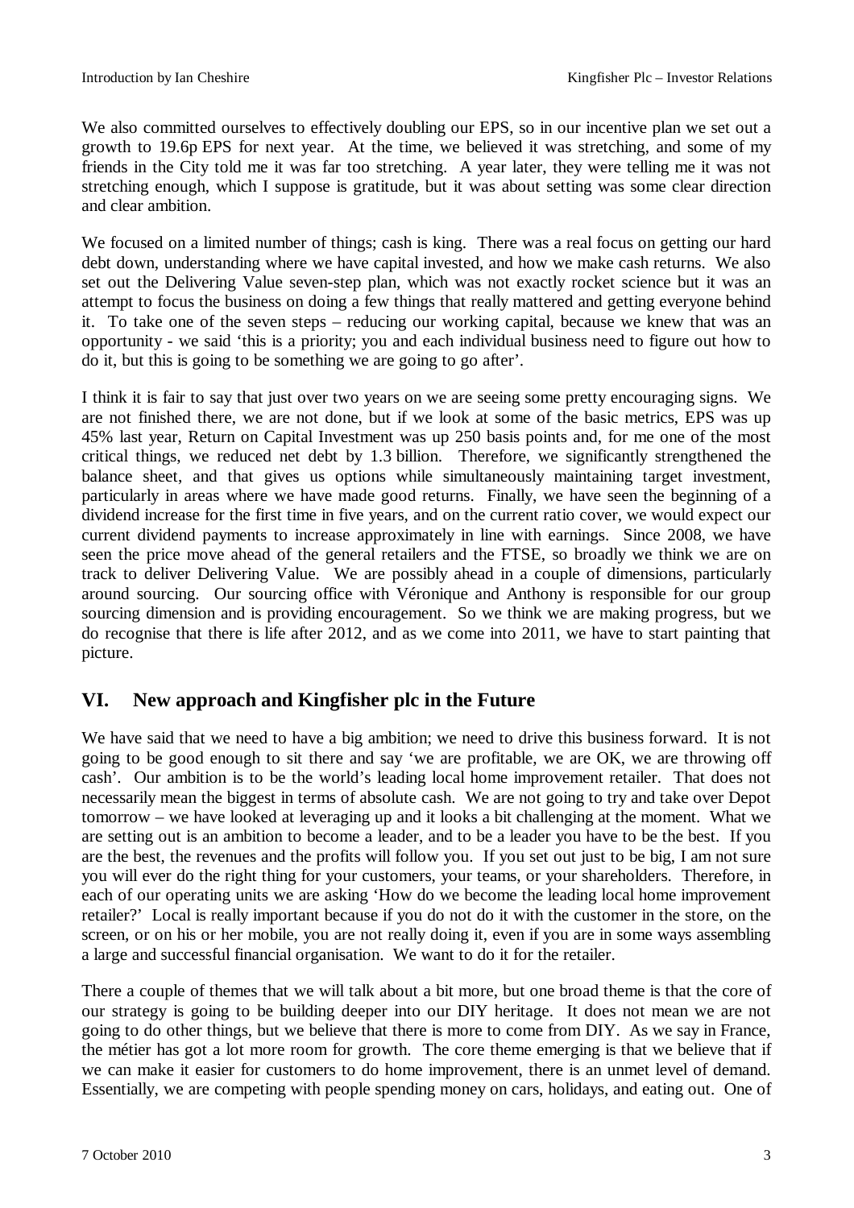We also committed ourselves to effectively doubling our EPS, so in our incentive plan we set out a growth to 19.6p EPS for next year. At the time, we believed it was stretching, and some of my friends in the City told me it was far too stretching. A year later, they were telling me it was not stretching enough, which I suppose is gratitude, but it was about setting was some clear direction and clear ambition.

We focused on a limited number of things; cash is king. There was a real focus on getting our hard debt down, understanding where we have capital invested, and how we make cash returns. We also set out the Delivering Value seven-step plan, which was not exactly rocket science but it was an attempt to focus the business on doing a few things that really mattered and getting everyone behind it. To take one of the seven steps – reducing our working capital, because we knew that was an opportunity - we said 'this is a priority; you and each individual business need to figure out how to do it, but this is going to be something we are going to go after'.

I think it is fair to say that just over two years on we are seeing some pretty encouraging signs. We are not finished there, we are not done, but if we look at some of the basic metrics, EPS was up 45% last year, Return on Capital Investment was up 250 basis points and, for me one of the most critical things, we reduced net debt by 1.3 billion. Therefore, we significantly strengthened the balance sheet, and that gives us options while simultaneously maintaining target investment, particularly in areas where we have made good returns. Finally, we have seen the beginning of a dividend increase for the first time in five years, and on the current ratio cover, we would expect our current dividend payments to increase approximately in line with earnings. Since 2008, we have seen the price move ahead of the general retailers and the FTSE, so broadly we think we are on track to deliver Delivering Value. We are possibly ahead in a couple of dimensions, particularly around sourcing. Our sourcing office with Véronique and Anthony is responsible for our group sourcing dimension and is providing encouragement. So we think we are making progress, but we do recognise that there is life after 2012, and as we come into 2011, we have to start painting that picture.

## VI. New approach and Kingfisher plc in the Future

We have said that we need to have a big ambition; we need to drive this business forward. It is not going to be good enough to sit there and say 'we are profitable, we are OK, we are throwing off cash'. Our ambition is to be the world's leading local home improvement retailer. That does not necessarily mean the biggest in terms of absolute cash. We are not going to try and take over Depot tomorrow – we have looked at leveraging up and it looks a bit challenging at the moment. What we are setting out is an ambition to become a leader, and to be a leader you have to be the best. If you are the best, the revenues and the profits will follow you. If you set out just to be big, I am not sure you will ever do the right thing for your customers, your teams, or your shareholders. Therefore, in each of our operating units we are asking 'How do we become the leading local home improvement retailer?' Local is really important because if you do not do it with the customer in the store, on the screen, or on his or her mobile, you are not really doing it, even if you are in some ways assembling a large and successful financial organisation. We want to do it for the retailer.

There a couple of themes that we will talk about a bit more, but one broad theme is that the core of our strategy is going to be building deeper into our DIY heritage. It does not mean we are not going to do other things, but we believe that there is more to come from DIY. As we say in France, the métier has got a lot more room for growth. The core theme emerging is that we believe that if we can make it easier for customers to do home improvement, there is an unmet level of demand. Essentially, we are competing with people spending money on cars, holidays, and eating out. One of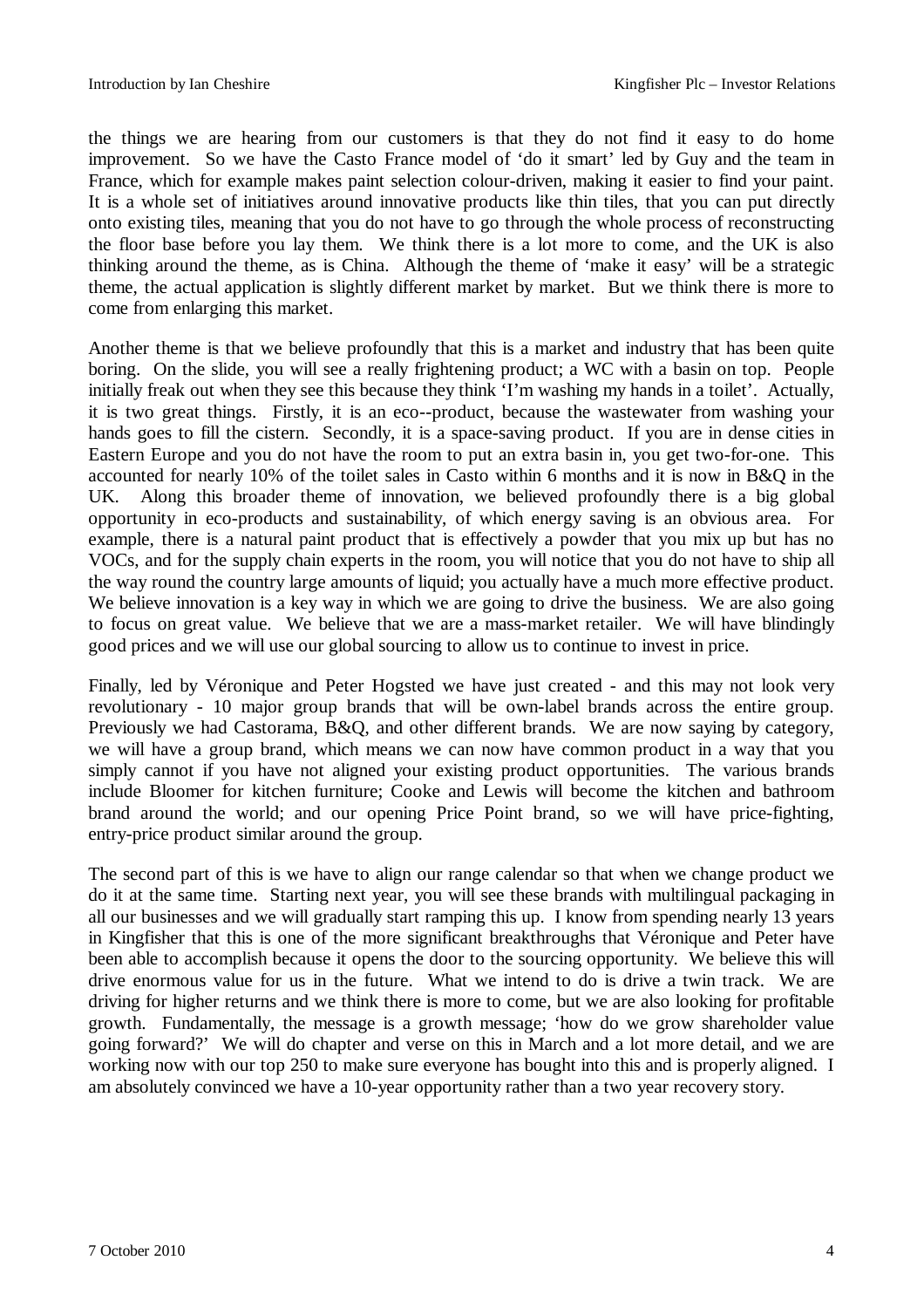the things we are hearing from our customers is that they do not find it easy to do home improvement. So we have the Casto France model of 'do it smart' led by Guy and the team in France, which for example makes paint selection colour-driven, making it easier to find your paint. It is a whole set of initiatives around innovative products like thin tiles, that you can put directly onto existing tiles, meaning that you do not have to go through the whole process of reconstructing the floor base before you lay them. We think there is a lot more to come, and the UK is also thinking around the theme, as is China. Although the theme of 'make it easy' will be a strategic theme, the actual application is slightly different market by market. But we think there is more to come from enlarging this market.

Another theme is that we believe profoundly that this is a market and industry that has been quite boring. On the slide, you will see a really frightening product; a WC with a basin on top. People initially freak out when they see this because they think 'I'm washing my hands in a toilet'. Actually, it is two great things. Firstly, it is an eco--product, because the wastewater from washing your hands goes to fill the cistern. Secondly, it is a space-saving product. If you are in dense cities in Eastern Europe and you do not have the room to put an extra basin in, you get two-for-one. This accounted for nearly 10% of the toilet sales in Casto within 6 months and it is now in B&Q in the UK. Along this broader theme of innovation, we believed profoundly there is a big global opportunity in eco-products and sustainability, of which energy saving is an obvious area. For example, there is a natural paint product that is effectively a powder that you mix up but has no VOCs, and for the supply chain experts in the room, you will notice that you do not have to ship all the way round the country large amounts of liquid; you actually have a much more effective product. We believe innovation is a key way in which we are going to drive the business. We are also going to focus on great value. We believe that we are a mass-market retailer. We will have blindingly good prices and we will use our global sourcing to allow us to continue to invest in price.

Finally, led by Véronique and Peter Hogsted we have just created - and this may not look very revolutionary - 10 major group brands that will be own-label brands across the entire group. Previously we had Castorama, B&Q, and other different brands. We are now saying by category, we will have a group brand, which means we can now have common product in a way that you simply cannot if you have not aligned your existing product opportunities. The various brands include Bloomer for kitchen furniture; Cooke and Lewis will become the kitchen and bathroom brand around the world; and our opening Price Point brand, so we will have price-fighting, entry-price product similar around the group.

The second part of this is we have to align our range calendar so that when we change product we do it at the same time. Starting next year, you will see these brands with multilingual packaging in all our businesses and we will gradually start ramping this up. I know from spending nearly 13 years in Kingfisher that this is one of the more significant breakthroughs that Véronique and Peter have been able to accomplish because it opens the door to the sourcing opportunity. We believe this will drive enormous value for us in the future. What we intend to do is drive a twin track. We are driving for higher returns and we think there is more to come, but we are also looking for profitable growth. Fundamentally, the message is a growth message; 'how do we grow shareholder value going forward?' We will do chapter and verse on this in March and a lot more detail, and we are working now with our top 250 to make sure everyone has bought into this and is properly aligned. I am absolutely convinced we have a 10-year opportunity rather than a two year recovery story.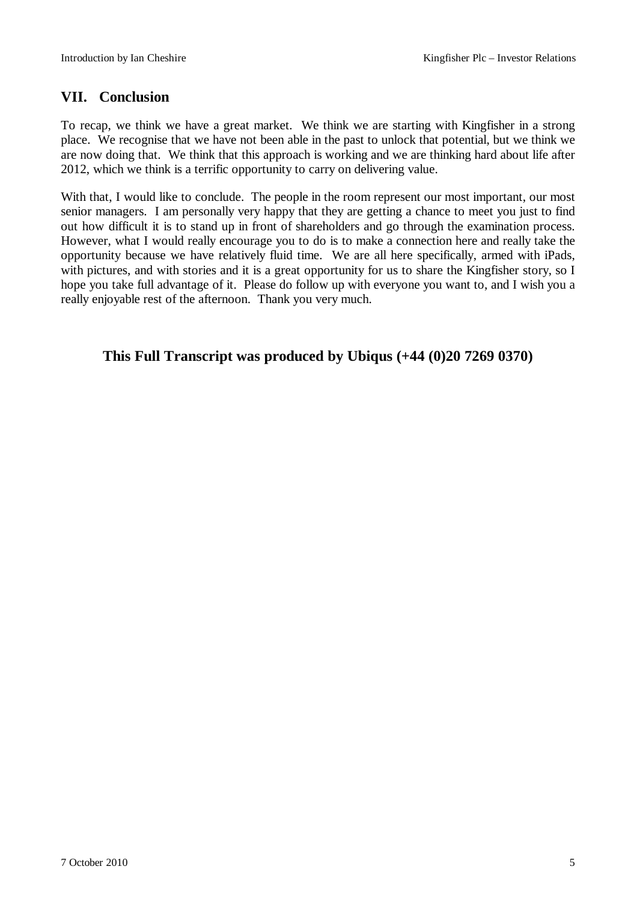## VII. Conclusion

To recap, we think we have a great market. We think we are starting with Kingfisher in a strong place. We recognise that we have not been able in the past to unlock that potential, but we think we are now doing that. We think that this approach is working and we are thinking hard about life after 2012, which we think is a terrific opportunity to carry on delivering value.

With that, I would like to conclude. The people in the room represent our most important, our most senior managers. I am personally very happy that they are getting a chance to meet you just to find out how difficult it is to stand up in front of shareholders and go through the examination process. However, what I would really encourage you to do is to make a connection here and really take the opportunity because we have relatively fluid time. We are all here specifically, armed with iPads, with pictures, and with stories and it is a great opportunity for us to share the Kingfisher story, so I hope you take full advantage of it. Please do follow up with everyone you want to, and I wish you a really enjoyable rest of the afternoon. Thank you very much.

**This Full Transcript was produced by Ubiqus (+44 (0)20 7269 0370)**